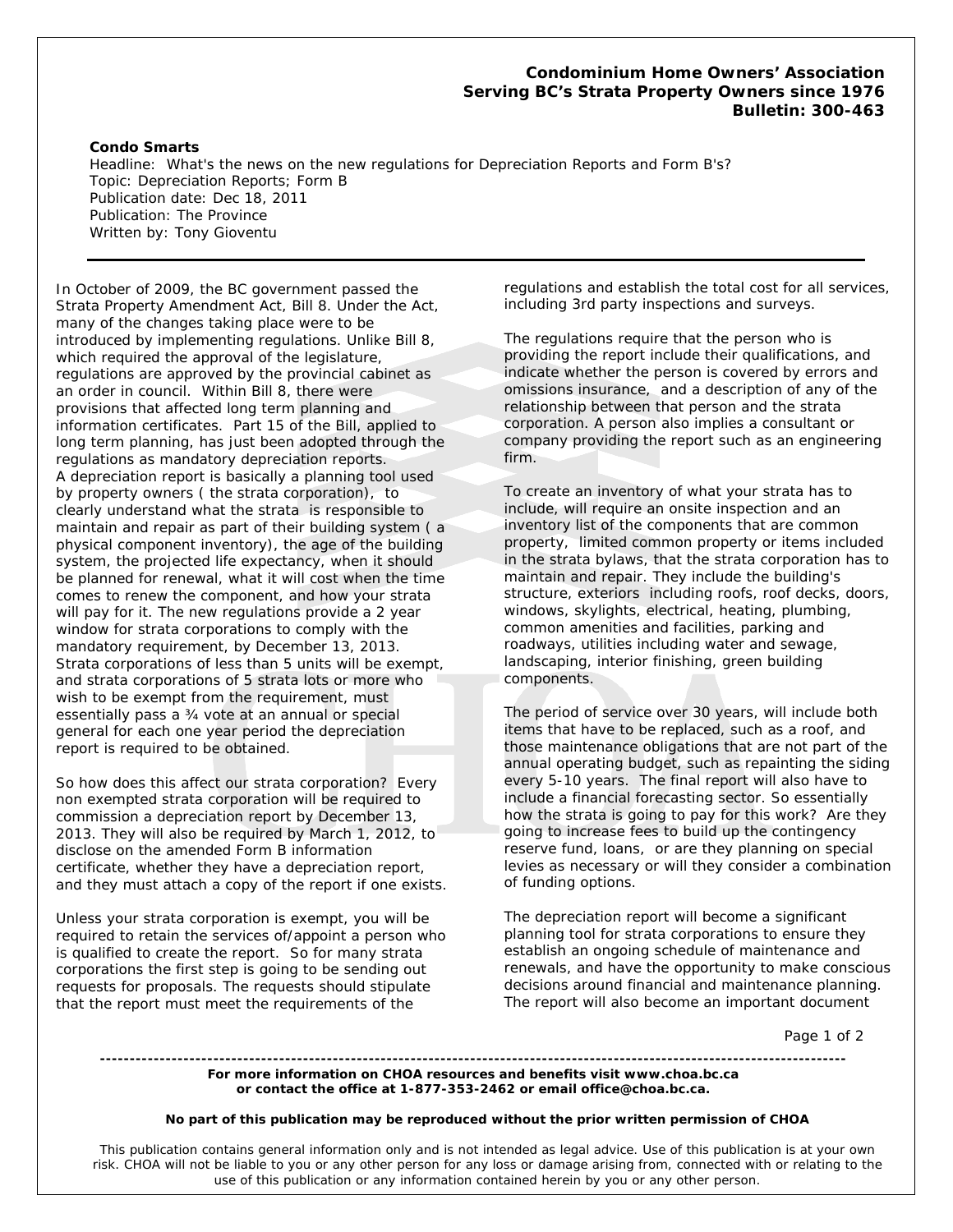**Condominium Home Owners' Association**
**Serving BC's Strata Property Owners since 1976**
**Bulletin: 300-463**

**Condo Smarts**
Headline: What's the news on the new regulations for Depreciation Reports and Form B's?
Topic: Depreciation Reports; Form B
Publication date: Dec 18, 2011
Publication: The Province
Written by: Tony Gioventu

---

In October of 2009, the BC government passed the Strata Property Amendment Act, Bill 8. Under the Act, many of the changes taking place were to be introduced by implementing regulations. Unlike Bill 8, which required the approval of the legislature, regulations are approved by the provincial cabinet as an order in council. Within Bill 8, there were provisions that affected long term planning and information certificates. Part 15 of the Bill, applied to long term planning, has just been adopted through the regulations as mandatory depreciation reports.
A depreciation report is basically a planning tool used by property owners ( the strata corporation), to clearly understand what the strata is responsible to maintain and repair as part of their building system ( a physical component inventory), the age of the building system, the projected life expectancy, when it should be planned for renewal, what it will cost when the time comes to renew the component, and how your strata will pay for it. The new regulations provide a 2 year window for strata corporations to comply with the mandatory requirement, by December 13, 2013. Strata corporations of less than 5 units will be exempt, and strata corporations of 5 strata lots or more who wish to be exempt from the requirement, must essentially pass a ¾ vote at an annual or special general for each one year period the depreciation report is required to be obtained.

So how does this affect our strata corporation? Every non exempted strata corporation will be required to commission a depreciation report by December 13, 2013. They will also be required by March 1, 2012, to disclose on the amended Form B information certificate, whether they have a depreciation report, and they must attach a copy of the report if one exists.

Unless your strata corporation is exempt, you will be required to retain the services of/appoint a person who is qualified to create the report. So for many strata corporations the first step is going to be sending out requests for proposals. The requests should stipulate that the report must meet the requirements of the regulations and establish the total cost for all services, including 3rd party inspections and surveys.

The regulations require that the person who is providing the report include their qualifications, and indicate whether the person is covered by errors and omissions insurance, and a description of any of the relationship between that person and the strata corporation. A person also implies a consultant or company providing the report such as an engineering firm.

To create an inventory of what your strata has to include, will require an onsite inspection and an inventory list of the components that are common property, limited common property or items included in the strata bylaws, that the strata corporation has to maintain and repair. They include the building's structure, exteriors including roofs, roof decks, doors, windows, skylights, electrical, heating, plumbing, common amenities and facilities, parking and roadways, utilities including water and sewage, landscaping, interior finishing, green building components.

The period of service over 30 years, will include both items that have to be replaced, such as a roof, and those maintenance obligations that are not part of the annual operating budget, such as repainting the siding every 5-10 years. The final report will also have to include a financial forecasting sector. So essentially how the strata is going to pay for this work? Are they going to increase fees to build up the contingency reserve fund, loans, or are they planning on special levies as necessary or will they consider a combination of funding options.

The depreciation report will become a significant planning tool for strata corporations to ensure they establish an ongoing schedule of maintenance and renewals, and have the opportunity to make conscious decisions around financial and maintenance planning. The report will also become an important document

---

**For more information on CHOA resources and benefits visit www.choa.bc.ca or contact the office at 1-877-353-2462 or email office@choa.bc.ca.**

**No part of this publication may be reproduced without the prior written permission of CHOA**

This publication contains general information only and is not intended as legal advice. Use of this publication is at your own risk. CHOA will not be liable to you or any other person for any loss or damage arising from, connected with or relating to the use of this publication or any information contained herein by you or any other person.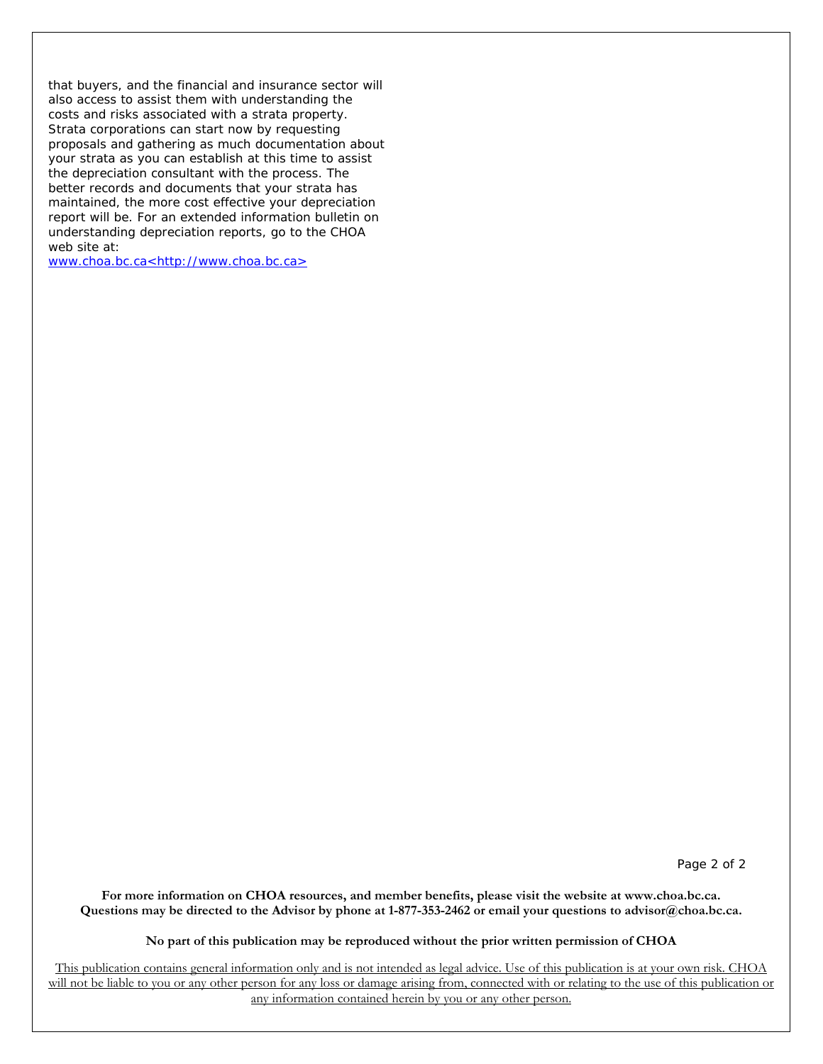that buyers, and the financial and insurance sector will also access to assist them with understanding the costs and risks associated with a strata property. Strata corporations can start now by requesting proposals and gathering as much documentation about your strata as you can establish at this time to assist the depreciation consultant with the process. The better records and documents that your strata has maintained, the more cost effective your depreciation report will be. For an extended information bulletin on understanding depreciation reports, go to the CHOA web site at: www.choa.bc.ca<http://www.choa.bc.ca>

**For more information on CHOA resources, and member benefits, please visit the website at www.choa.bc.ca. Questions may be directed to the Advisor by phone at 1-877-353-2462 or email your questions to advisor@choa.bc.ca.**

**No part of this publication may be reproduced without the prior written permission of CHOA**

This publication contains general information only and is not intended as legal advice. Use of this publication is at your own risk. CHOA will not be liable to you or any other person for any loss or damage arising from, connected with or relating to the use of this publication or any information contained herein by you or any other person.